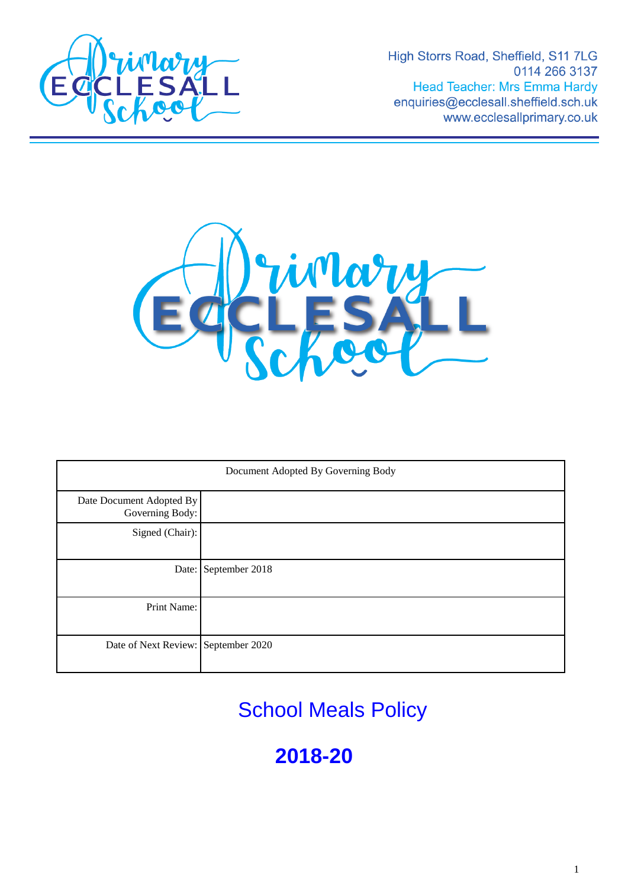High Storrs Road, Sheffield, S11 7LG
0114 266 3137
Head Teacher: Mrs Emma Hardy
enquiries@ecclesall.sheffield.sch.uk
www.ecclesallprimary.co.uk

| Document Adopted By Governing Body | |
|---|---|
| Date Document Adopted By Governing Body: | |
| Signed (Chair): | |
| Date: | September 2018 |
| Print Name: | |
| Date of Next Review: | September 2020 |

# School Meals Policy

# 2018-20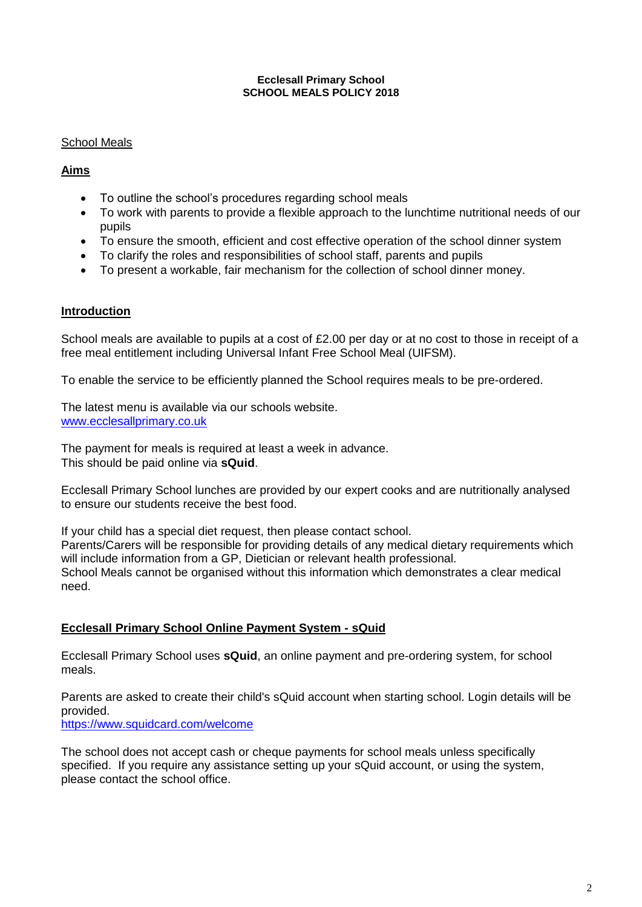**Ecclesall Primary School**
**SCHOOL MEALS POLICY 2018**

School Meals

## Aims

- To outline the school's procedures regarding school meals
- To work with parents to provide a flexible approach to the lunchtime nutritional needs of our pupils
- To ensure the smooth, efficient and cost effective operation of the school dinner system
- To clarify the roles and responsibilities of school staff, parents and pupils
- To present a workable, fair mechanism for the collection of school dinner money.

## Introduction

School meals are available to pupils at a cost of £2.00 per day or at no cost to those in receipt of a free meal entitlement including Universal Infant Free School Meal (UIFSM).

To enable the service to be efficiently planned the School requires meals to be pre-ordered.

The latest menu is available via our schools website.
www.ecclesallprimary.co.uk

The payment for meals is required at least a week in advance.
This should be paid online via **sQuid**.

Ecclesall Primary School lunches are provided by our expert cooks and are nutritionally analysed to ensure our students receive the best food.

If your child has a special diet request, then please contact school.
Parents/Carers will be responsible for providing details of any medical dietary requirements which will include information from a GP, Dietician or relevant health professional.
School Meals cannot be organised without this information which demonstrates a clear medical need.

## Ecclesall Primary School Online Payment System - sQuid

Ecclesall Primary School uses **sQuid**, an online payment and pre-ordering system, for school meals.

Parents are asked to create their child's sQuid account when starting school. Login details will be provided.
https://www.squidcard.com/welcome

The school does not accept cash or cheque payments for school meals unless specifically specified. If you require any assistance setting up your sQuid account, or using the system, please contact the school office.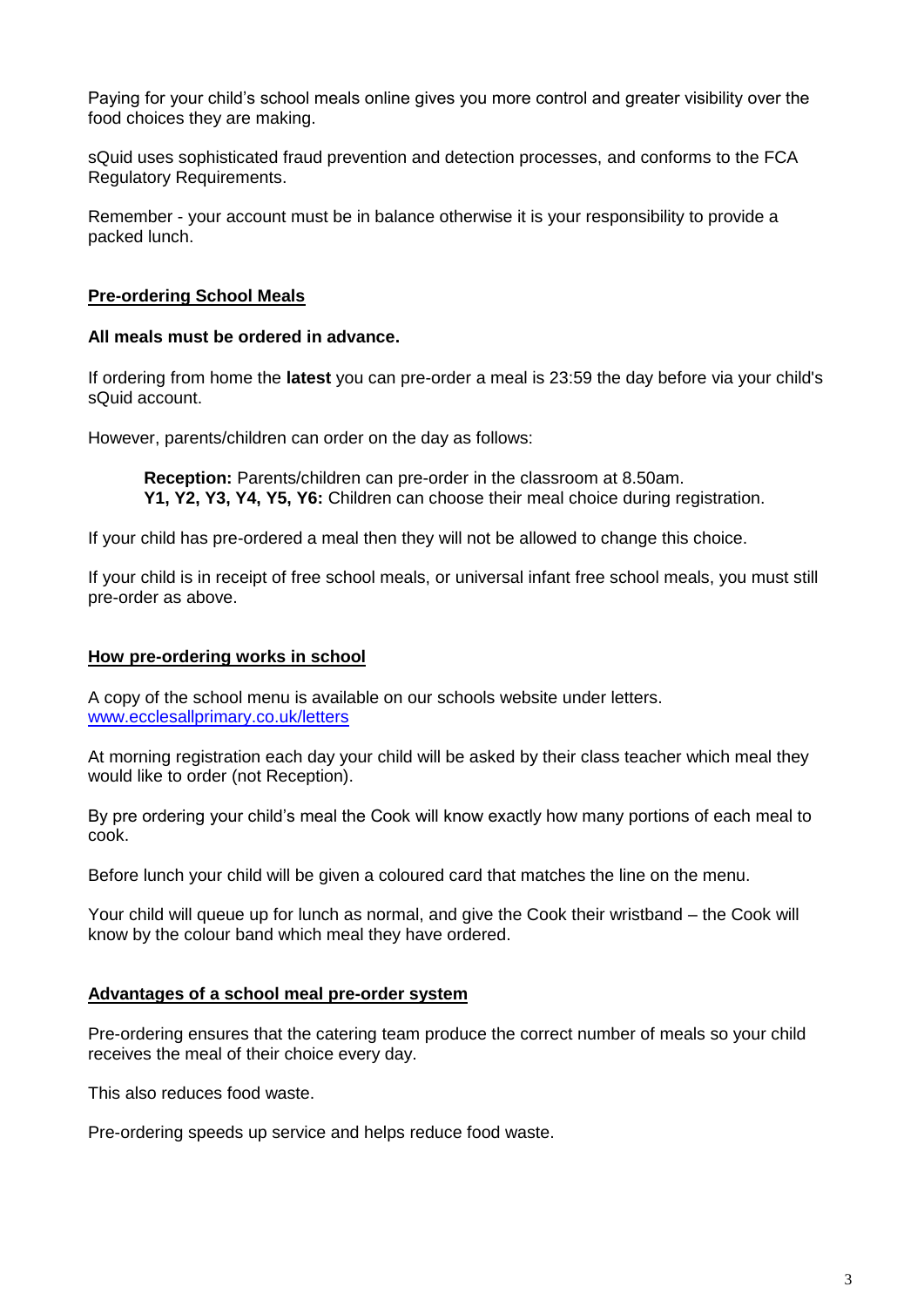Paying for your child's school meals online gives you more control and greater visibility over the food choices they are making.

sQuid uses sophisticated fraud prevention and detection processes, and conforms to the FCA Regulatory Requirements.

Remember - your account must be in balance otherwise it is your responsibility to provide a packed lunch.

## Pre-ordering School Meals

**All meals must be ordered in advance.**

If ordering from home the **latest** you can pre-order a meal is 23:59 the day before via your child's sQuid account.

However, parents/children can order on the day as follows:

> **Reception:** Parents/children can pre-order in the classroom at 8.50am.
> **Y1, Y2, Y3, Y4, Y5, Y6:** Children can choose their meal choice during registration.

If your child has pre-ordered a meal then they will not be allowed to change this choice.

If your child is in receipt of free school meals, or universal infant free school meals, you must still pre-order as above.

## How pre-ordering works in school

A copy of the school menu is available on our schools website under letters.
[www.ecclesallprimary.co.uk/letters](www.ecclesallprimary.co.uk/letters)

At morning registration each day your child will be asked by their class teacher which meal they would like to order (not Reception).

By pre ordering your child's meal the Cook will know exactly how many portions of each meal to cook.

Before lunch your child will be given a coloured card that matches the line on the menu.

Your child will queue up for lunch as normal, and give the Cook their wristband – the Cook will know by the colour band which meal they have ordered.

## Advantages of a school meal pre-order system

Pre-ordering ensures that the catering team produce the correct number of meals so your child receives the meal of their choice every day.

This also reduces food waste.

Pre-ordering speeds up service and helps reduce food waste.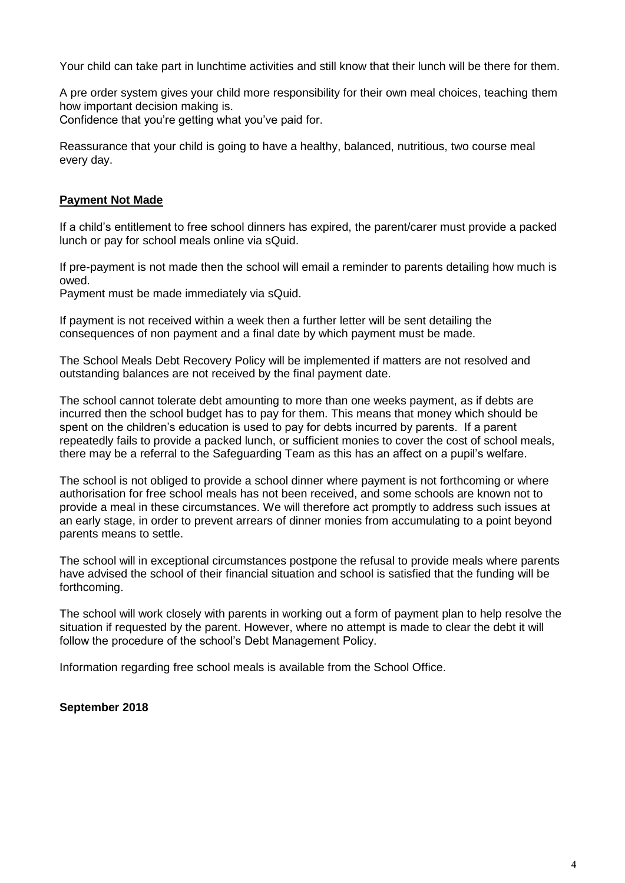Your child can take part in lunchtime activities and still know that their lunch will be there for them.

A pre order system gives your child more responsibility for their own meal choices, teaching them how important decision making is.
Confidence that you're getting what you've paid for.

Reassurance that your child is going to have a healthy, balanced, nutritious, two course meal every day.

**Payment Not Made**

If a child's entitlement to free school dinners has expired, the parent/carer must provide a packed lunch or pay for school meals online via sQuid.

If pre-payment is not made then the school will email a reminder to parents detailing how much is owed.
Payment must be made immediately via sQuid.

If payment is not received within a week then a further letter will be sent detailing the consequences of non payment and a final date by which payment must be made.

The School Meals Debt Recovery Policy will be implemented if matters are not resolved and outstanding balances are not received by the final payment date.

The school cannot tolerate debt amounting to more than one weeks payment, as if debts are incurred then the school budget has to pay for them. This means that money which should be spent on the children's education is used to pay for debts incurred by parents. If a parent repeatedly fails to provide a packed lunch, or sufficient monies to cover the cost of school meals, there may be a referral to the Safeguarding Team as this has an affect on a pupil's welfare.

The school is not obliged to provide a school dinner where payment is not forthcoming or where authorisation for free school meals has not been received, and some schools are known not to provide a meal in these circumstances. We will therefore act promptly to address such issues at an early stage, in order to prevent arrears of dinner monies from accumulating to a point beyond parents means to settle.

The school will in exceptional circumstances postpone the refusal to provide meals where parents have advised the school of their financial situation and school is satisfied that the funding will be forthcoming.

The school will work closely with parents in working out a form of payment plan to help resolve the situation if requested by the parent. However, where no attempt is made to clear the debt it will follow the procedure of the school's Debt Management Policy.

Information regarding free school meals is available from the School Office.

**September 2018**